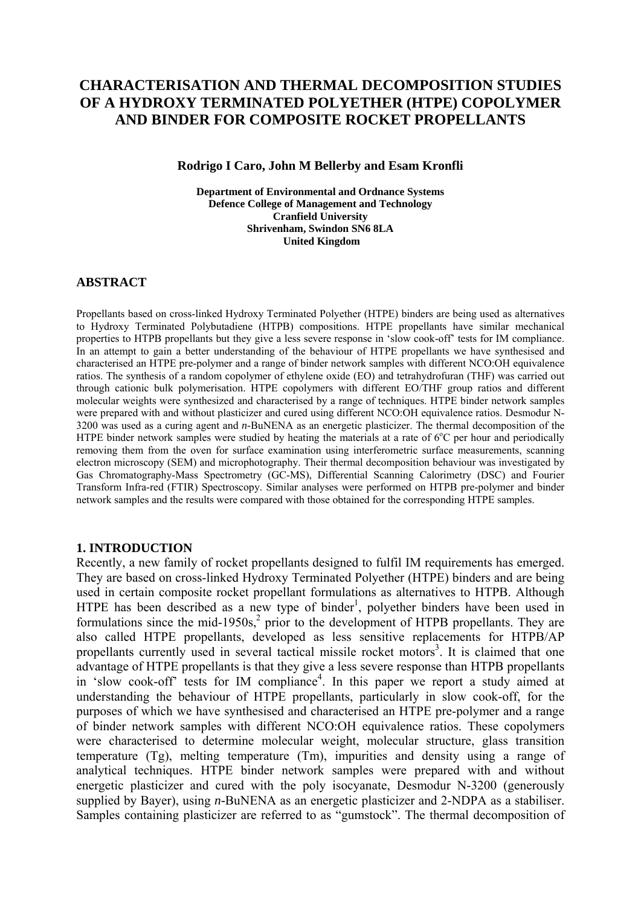# CHARACTERISATION AND THERMAL DECOMPOSITION STUDIES OF A HYDROXY TERMINATED POLYETHER (HTPE) COPOLYMER AND BINDER FOR COMPOSITE ROCKET PROPELLANTS

**Rodrigo I Caro, John M Bellerby and Esam Kronfli**

**Department of Environmental and Ordnance Systems**
**Defence College of Management and Technology**
**Cranfield University**
**Shrivenham, Swindon SN6 8LA**
**United Kingdom**

## ABSTRACT

Propellants based on cross-linked Hydroxy Terminated Polyether (HTPE) binders are being used as alternatives to Hydroxy Terminated Polybutadiene (HTPB) compositions. HTPE propellants have similar mechanical properties to HTPB propellants but they give a less severe response in 'slow cook-off' tests for IM compliance. In an attempt to gain a better understanding of the behaviour of HTPE propellants we have synthesised and characterised an HTPE pre-polymer and a range of binder network samples with different NCO:OH equivalence ratios. The synthesis of a random copolymer of ethylene oxide (EO) and tetrahydrofuran (THF) was carried out through cationic bulk polymerisation. HTPE copolymers with different EO/THF group ratios and different molecular weights were synthesized and characterised by a range of techniques. HTPE binder network samples were prepared with and without plasticizer and cured using different NCO:OH equivalence ratios. Desmodur N-3200 was used as a curing agent and *n*-BuNENA as an energetic plasticizer. The thermal decomposition of the HTPE binder network samples were studied by heating the materials at a rate of 6°C per hour and periodically removing them from the oven for surface examination using interferometric surface measurements, scanning electron microscopy (SEM) and microphotography. Their thermal decomposition behaviour was investigated by Gas Chromatography-Mass Spectrometry (GC-MS), Differential Scanning Calorimetry (DSC) and Fourier Transform Infra-red (FTIR) Spectroscopy. Similar analyses were performed on HTPB pre-polymer and binder network samples and the results were compared with those obtained for the corresponding HTPE samples.

## 1. INTRODUCTION

Recently, a new family of rocket propellants designed to fulfil IM requirements has emerged. They are based on cross-linked Hydroxy Terminated Polyether (HTPE) binders and are being used in certain composite rocket propellant formulations as alternatives to HTPB. Although HTPE has been described as a new type of binder[1], polyether binders have been used in formulations since the mid-1950s,[2] prior to the development of HTPB propellants. They are also called HTPE propellants, developed as less sensitive replacements for HTPB/AP propellants currently used in several tactical missile rocket motors[3]. It is claimed that one advantage of HTPE propellants is that they give a less severe response than HTPB propellants in 'slow cook-off' tests for IM compliance[4]. In this paper we report a study aimed at understanding the behaviour of HTPE propellants, particularly in slow cook-off, for the purposes of which we have synthesised and characterised an HTPE pre-polymer and a range of binder network samples with different NCO:OH equivalence ratios. These copolymers were characterised to determine molecular weight, molecular structure, glass transition temperature (Tg), melting temperature (Tm), impurities and density using a range of analytical techniques. HTPE binder network samples were prepared with and without energetic plasticizer and cured with the poly isocyanate, Desmodur N-3200 (generously supplied by Bayer), using *n*-BuNENA as an energetic plasticizer and 2-NDPA as a stabiliser. Samples containing plasticizer are referred to as "gumstock". The thermal decomposition of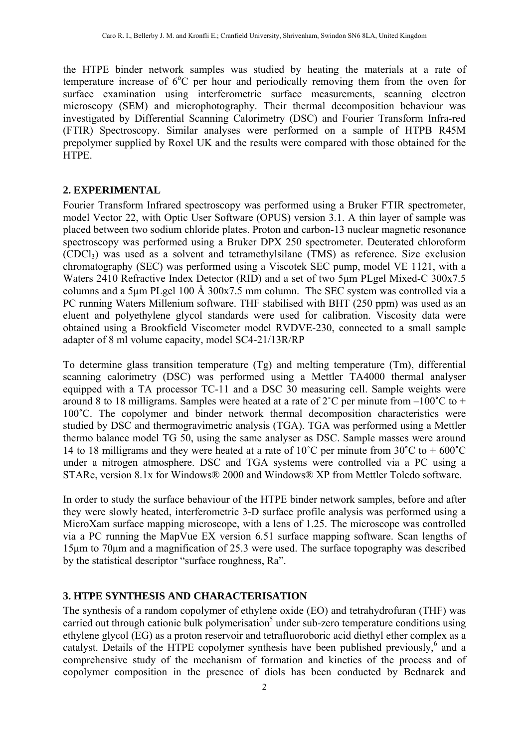the HTPE binder network samples was studied by heating the materials at a rate of temperature increase of 6°C per hour and periodically removing them from the oven for surface examination using interferometric surface measurements, scanning electron microscopy (SEM) and microphotography. Their thermal decomposition behaviour was investigated by Differential Scanning Calorimetry (DSC) and Fourier Transform Infra-red (FTIR) Spectroscopy. Similar analyses were performed on a sample of HTPB R45M prepolymer supplied by Roxel UK and the results were compared with those obtained for the HTPE.

## 2. EXPERIMENTAL

Fourier Transform Infrared spectroscopy was performed using a Bruker FTIR spectrometer, model Vector 22, with Optic User Software (OPUS) version 3.1. A thin layer of sample was placed between two sodium chloride plates. Proton and carbon-13 nuclear magnetic resonance spectroscopy was performed using a Bruker DPX 250 spectrometer. Deuterated chloroform ($CDCl_3$) was used as a solvent and tetramethylsilane (TMS) as reference. Size exclusion chromatography (SEC) was performed using a Viscotek SEC pump, model VE 1121, with a Waters 2410 Refractive Index Detector (RID) and a set of two 5μm PLgel Mixed-C 300x7.5 columns and a 5μm PLgel 100 Å 300x7.5 mm column. The SEC system was controlled via a PC running Waters Millenium software. THF stabilised with BHT (250 ppm) was used as an eluent and polyethylene glycol standards were used for calibration. Viscosity data were obtained using a Brookfield Viscometer model RVDVE-230, connected to a small sample adapter of 8 ml volume capacity, model SC4-21/13R/RP

To determine glass transition temperature (Tg) and melting temperature (Tm), differential scanning calorimetry (DSC) was performed using a Mettler TA4000 thermal analyser equipped with a TA processor TC-11 and a DSC 30 measuring cell. Sample weights were around 8 to 18 milligrams. Samples were heated at a rate of 2˚C per minute from –100˚C to + 100˚C. The copolymer and binder network thermal decomposition characteristics were studied by DSC and thermogravimetric analysis (TGA). TGA was performed using a Mettler thermo balance model TG 50, using the same analyser as DSC. Sample masses were around 14 to 18 milligrams and they were heated at a rate of 10˚C per minute from 30˚C to + 600˚C under a nitrogen atmosphere. DSC and TGA systems were controlled via a PC using a STARe, version 8.1x for Windows® 2000 and Windows® XP from Mettler Toledo software.

In order to study the surface behaviour of the HTPE binder network samples, before and after they were slowly heated, interferometric 3-D surface profile analysis was performed using a MicroXam surface mapping microscope, with a lens of 1.25. The microscope was controlled via a PC running the MapVue EX version 6.51 surface mapping software. Scan lengths of 15μm to 70μm and a magnification of 25.3 were used. The surface topography was described by the statistical descriptor "surface roughness, Ra".

## 3. HTPE SYNTHESIS AND CHARACTERISATION

The synthesis of a random copolymer of ethylene oxide (EO) and tetrahydrofuran (THF) was carried out through cationic bulk polymerisation[5] under sub-zero temperature conditions using ethylene glycol (EG) as a proton reservoir and tetrafluoroboric acid diethyl ether complex as a catalyst. Details of the HTPE copolymer synthesis have been published previously,[6] and a comprehensive study of the mechanism of formation and kinetics of the process and of copolymer composition in the presence of diols has been conducted by Bednarek and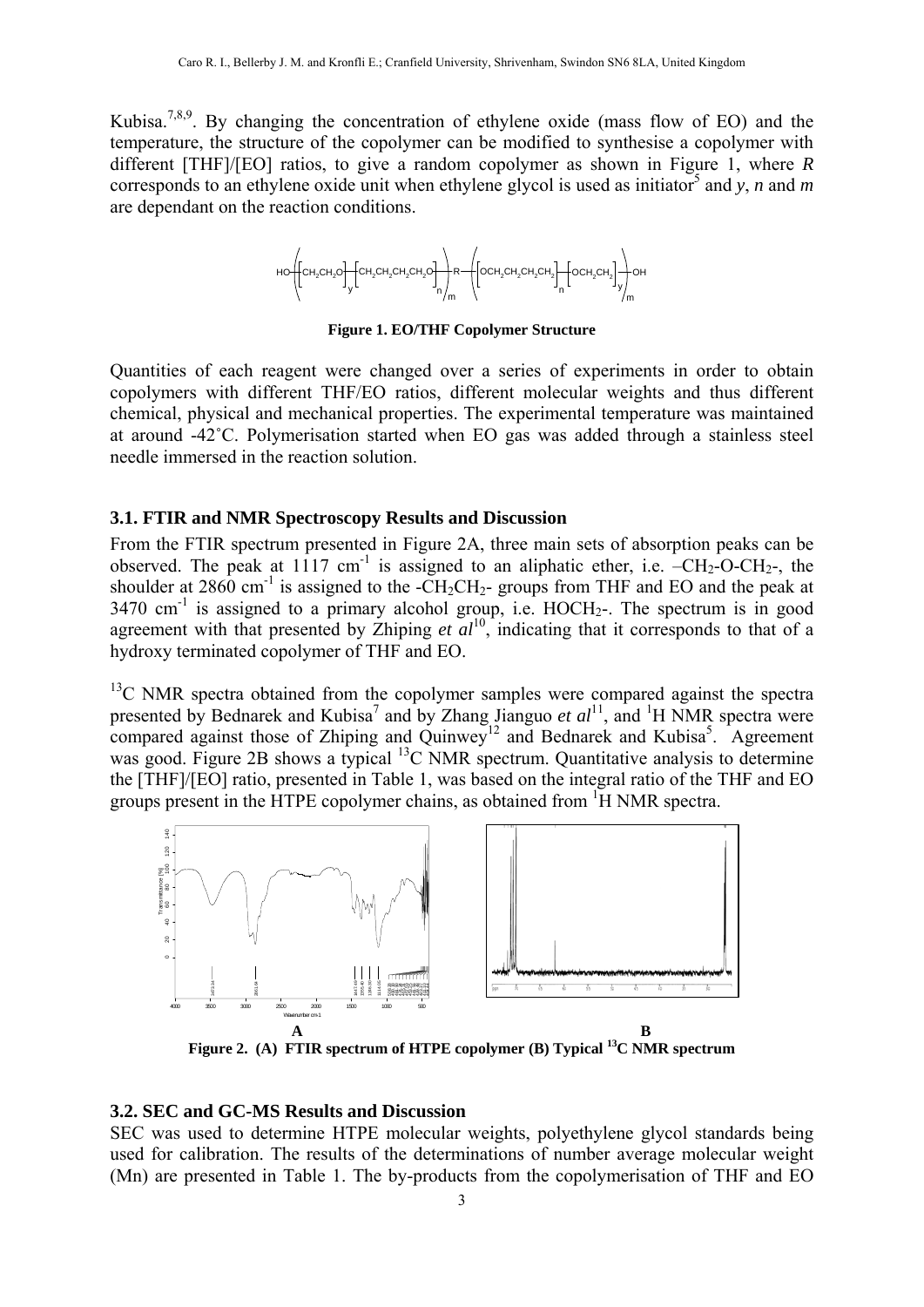Kubisa.[7,8,9]. By changing the concentration of ethylene oxide (mass flow of EO) and the temperature, the structure of the copolymer can be modified to synthesise a copolymer with different [THF]/[EO] ratios, to give a random copolymer as shown in Figure 1, where *R* corresponds to an ethylene oxide unit when ethylene glycol is used as initiator[5] and *y*, *n* and *m* are dependant on the reaction conditions.

$$HO\left(\left[CH_2CH_2O\right]_y\left[CH_2CH_2CH_2CH_2O\right]_n\right)_m R\left(\left[OCH_2CH_2CH_2CH_2\right]_n\left[OCH_2CH_2\right]_y\right)_m OH$$

**Figure 1. EO/THF Copolymer Structure**

Quantities of each reagent were changed over a series of experiments in order to obtain copolymers with different THF/EO ratios, different molecular weights and thus different chemical, physical and mechanical properties. The experimental temperature was maintained at around -42˚C. Polymerisation started when EO gas was added through a stainless steel needle immersed in the reaction solution.

### 3.1. FTIR and NMR Spectroscopy Results and Discussion

From the FTIR spectrum presented in Figure 2A, three main sets of absorption peaks can be observed. The peak at 1117 $cm^{-1}$ is assigned to an aliphatic ether, i.e. $–CH_2$-O-$CH_2$-, the shoulder at 2860 $cm^{-1}$ is assigned to the -$CH_2CH_2$- groups from THF and EO and the peak at 3470 $cm^{-1}$ is assigned to a primary alcohol group, i.e. $HOCH_2$-. The spectrum is in good agreement with that presented by Zhiping *et al*[10], indicating that it corresponds to that of a hydroxy terminated copolymer of THF and EO.

$^{13}C$ NMR spectra obtained from the copolymer samples were compared against the spectra presented by Bednarek and Kubisa[7] and by Zhang Jianguo *et al*[11], and $^{1}H$ NMR spectra were compared against those of Zhiping and Quinwey[12] and Bednarek and Kubisa[5]. Agreement was good. Figure 2B shows a typical $^{13}C$ NMR spectrum. Quantitative analysis to determine the [THF]/[EO] ratio, presented in Table 1, was based on the integral ratio of the THF and EO groups present in the HTPE copolymer chains, as obtained from $^{1}H$ NMR spectra.

**Figure 2. (A) FTIR spectrum of HTPE copolymer (B) Typical $^{13}C$ NMR spectrum**

### 3.2. SEC and GC-MS Results and Discussion

SEC was used to determine HTPE molecular weights, polyethylene glycol standards being used for calibration. The results of the determinations of number average molecular weight (Mn) are presented in Table 1. The by-products from the copolymerisation of THF and EO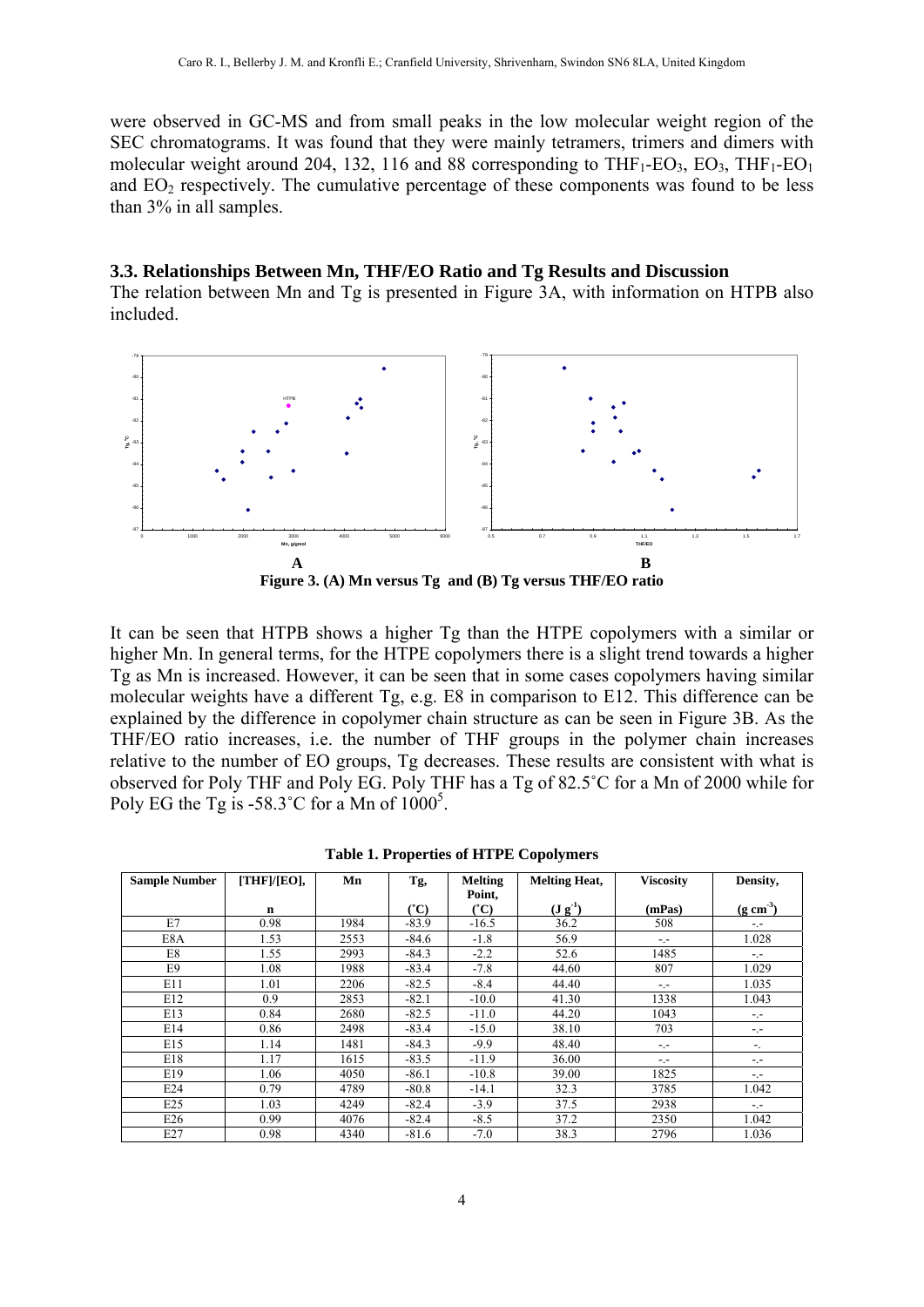were observed in GC-MS and from small peaks in the low molecular weight region of the SEC chromatograms. It was found that they were mainly tetramers, trimers and dimers with molecular weight around 204, 132, 116 and 88 corresponding to $THF_1$-$EO_3$, $EO_3$, $THF_1$-$EO_1$ and $EO_2$ respectively. The cumulative percentage of these components was found to be less than 3% in all samples.

### 3.3. Relationships Between Mn, THF/EO Ratio and Tg Results and Discussion

The relation between Mn and Tg is presented in Figure 3A, with information on HTPB also included.

**Figure 3. (A) Mn versus Tg and (B) Tg versus THF/EO ratio**

It can be seen that HTPB shows a higher Tg than the HTPE copolymers with a similar or higher Mn. In general terms, for the HTPE copolymers there is a slight trend towards a higher Tg as Mn is increased. However, it can be seen that in some cases copolymers having similar molecular weights have a different Tg, e.g. E8 in comparison to E12. This difference can be explained by the difference in copolymer chain structure as can be seen in Figure 3B. As the THF/EO ratio increases, i.e. the number of THF groups in the polymer chain increases relative to the number of EO groups, Tg decreases. These results are consistent with what is observed for Poly THF and Poly EG. Poly THF has a Tg of 82.5˚C for a Mn of 2000 while for Poly EG the Tg is -58.3˚C for a Mn of 1000[5].

**Table 1. Properties of HTPE Copolymers**

| Sample Number | [THF]/[EO], n | Mn | Tg, (˚C) | Melting Point, (˚C) | Melting Heat, ($J\ g^{-1}$) | Viscosity (mPas) | Density, ($g\ cm^{-3}$) |
|---|---|---|---|---|---|---|---|
| E7 | 0.98 | 1984 | -83.9 | -16.5 | 36.2 | 508 | -.- |
| E8A | 1.53 | 2553 | -84.6 | -1.8 | 56.9 | -.- | 1.028 |
| E8 | 1.55 | 2993 | -84.3 | -2.2 | 52.6 | 1485 | -.- |
| E9 | 1.08 | 1988 | -83.4 | -7.8 | 44.60 | 807 | 1.029 |
| E11 | 1.01 | 2206 | -82.5 | -8.4 | 44.40 | -.- | 1.035 |
| E12 | 0.9 | 2853 | -82.1 | -10.0 | 41.30 | 1338 | 1.043 |
| E13 | 0.84 | 2680 | -82.5 | -11.0 | 44.20 | 1043 | -.- |
| E14 | 0.86 | 2498 | -83.4 | -15.0 | 38.10 | 703 | -.- |
| E15 | 1.14 | 1481 | -84.3 | -9.9 | 48.40 | -.- | -. |
| E18 | 1.17 | 1615 | -83.5 | -11.9 | 36.00 | -.- | -.- |
| E19 | 1.06 | 4050 | -86.1 | -10.8 | 39.00 | 1825 | -.- |
| E24 | 0.79 | 4789 | -80.8 | -14.1 | 32.3 | 3785 | 1.042 |
| E25 | 1.03 | 4249 | -82.4 | -3.9 | 37.5 | 2938 | -.- |
| E26 | 0.99 | 4076 | -82.4 | -8.5 | 37.2 | 2350 | 1.042 |
| E27 | 0.98 | 4340 | -81.6 | -7.0 | 38.3 | 2796 | 1.036 |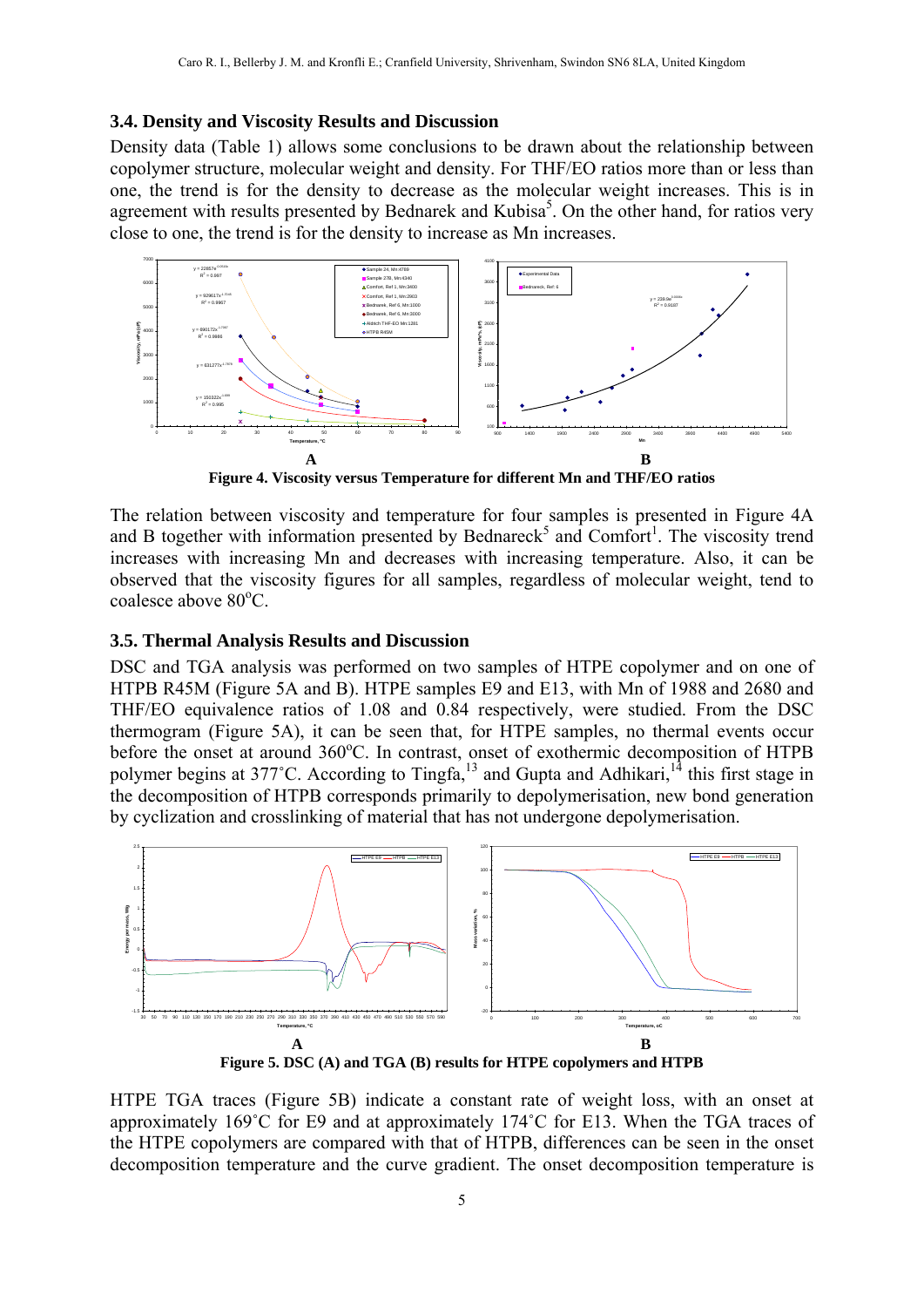### 3.4. Density and Viscosity Results and Discussion

Density data (Table 1) allows some conclusions to be drawn about the relationship between copolymer structure, molecular weight and density. For THF/EO ratios more than or less than one, the trend is for the density to decrease as the molecular weight increases. This is in agreement with results presented by Bednarek and Kubisa[5]. On the other hand, for ratios very close to one, the trend is for the density to increase as Mn increases.

A B

**Figure 4. Viscosity versus Temperature for different Mn and THF/EO ratios**

The relation between viscosity and temperature for four samples is presented in Figure 4A and B together with information presented by Bednareck[5] and Comfort[1]. The viscosity trend increases with increasing Mn and decreases with increasing temperature. Also, it can be observed that the viscosity figures for all samples, regardless of molecular weight, tend to coalesce above 80°C.

### 3.5. Thermal Analysis Results and Discussion

DSC and TGA analysis was performed on two samples of HTPE copolymer and on one of HTPB R45M (Figure 5A and B). HTPE samples E9 and E13, with Mn of 1988 and 2680 and THF/EO equivalence ratios of 1.08 and 0.84 respectively, were studied. From the DSC thermogram (Figure 5A), it can be seen that, for HTPE samples, no thermal events occur before the onset at around 360°C. In contrast, onset of exothermic decomposition of HTPB polymer begins at 377˚C. According to Tingfa,[13] and Gupta and Adhikari,[14] this first stage in the decomposition of HTPB corresponds primarily to depolymerisation, new bond generation by cyclization and crosslinking of material that has not undergone depolymerisation.

A B

**Figure 5. DSC (A) and TGA (B) results for HTPE copolymers and HTPB**

HTPE TGA traces (Figure 5B) indicate a constant rate of weight loss, with an onset at approximately 169˚C for E9 and at approximately 174˚C for E13. When the TGA traces of the HTPE copolymers are compared with that of HTPB, differences can be seen in the onset decomposition temperature and the curve gradient. The onset decomposition temperature is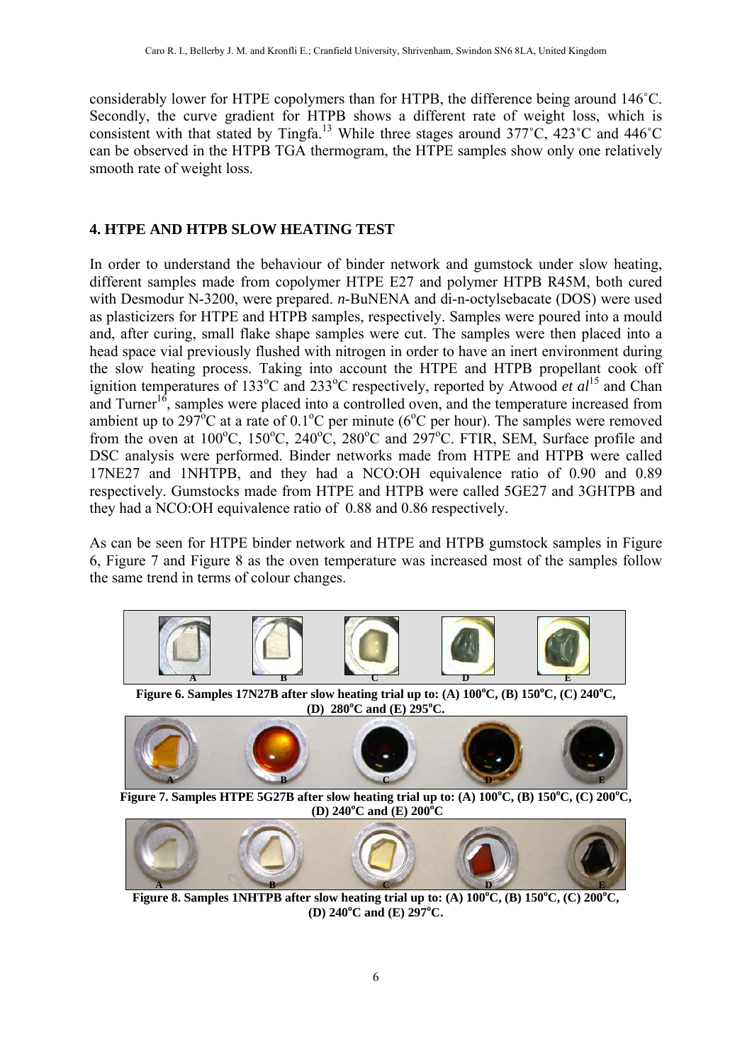considerably lower for HTPE copolymers than for HTPB, the difference being around 146˚C. Secondly, the curve gradient for HTPB shows a different rate of weight loss, which is consistent with that stated by Tingfa.[13] While three stages around 377˚C, 423˚C and 446˚C can be observed in the HTPB TGA thermogram, the HTPE samples show only one relatively smooth rate of weight loss.

## 4. HTPE AND HTPB SLOW HEATING TEST

In order to understand the behaviour of binder network and gumstock under slow heating, different samples made from copolymer HTPE E27 and polymer HTPB R45M, both cured with Desmodur N-3200, were prepared. *n*-BuNENA and di-n-octylsebacate (DOS) were used as plasticizers for HTPE and HTPB samples, respectively. Samples were poured into a mould and, after curing, small flake shape samples were cut. The samples were then placed into a head space vial previously flushed with nitrogen in order to have an inert environment during the slow heating process. Taking into account the HTPE and HTPB propellant cook off ignition temperatures of 133°C and 233°C respectively, reported by Atwood *et al*[15] and Chan and Turner[16], samples were placed into a controlled oven, and the temperature increased from ambient up to 297°C at a rate of 0.1°C per minute (6°C per hour). The samples were removed from the oven at 100°C, 150°C, 240°C, 280°C and 297°C. FTIR, SEM, Surface profile and DSC analysis were performed. Binder networks made from HTPE and HTPB were called 17NE27 and 1NHTPB, and they had a NCO:OH equivalence ratio of 0.90 and 0.89 respectively. Gumstocks made from HTPE and HTPB were called 5GE27 and 3GHTPB and they had a NCO:OH equivalence ratio of 0.88 and 0.86 respectively.

As can be seen for HTPE binder network and HTPE and HTPB gumstock samples in Figure 6, Figure 7 and Figure 8 as the oven temperature was increased most of the samples follow the same trend in terms of colour changes.

**Figure 6. Samples 17N27B after slow heating trial up to: (A) 100°C, (B) 150°C, (C) 240°C, (D) 280°C and (E) 295°C.**

**Figure 7. Samples HTPE 5G27B after slow heating trial up to: (A) 100°C, (B) 150°C, (C) 200°C, (D) 240°C and (E) 200°C**

**Figure 8. Samples 1NHTPB after slow heating trial up to: (A) 100°C, (B) 150°C, (C) 200°C, (D) 240°C and (E) 297°C.**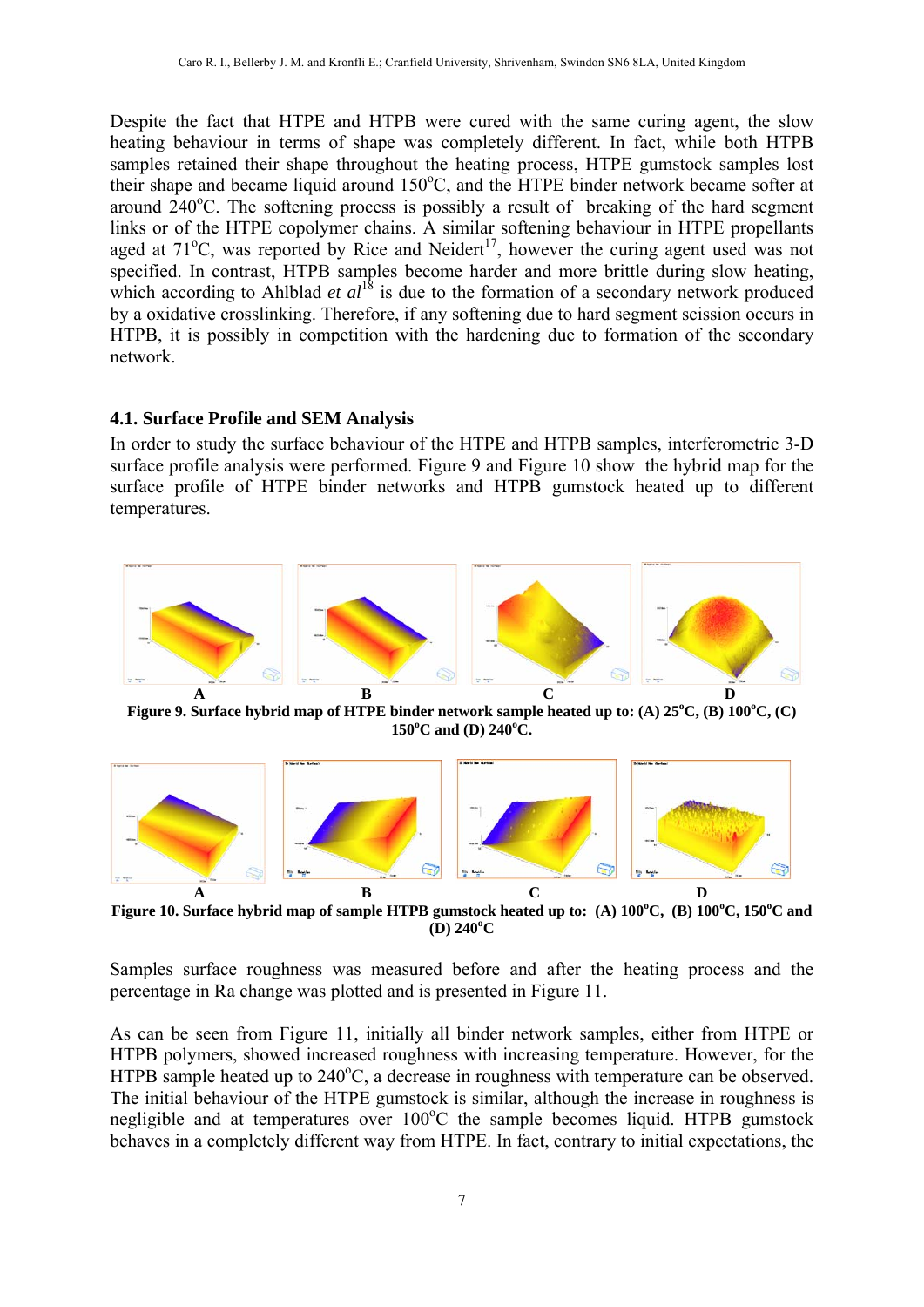Despite the fact that HTPE and HTPB were cured with the same curing agent, the slow heating behaviour in terms of shape was completely different. In fact, while both HTPB samples retained their shape throughout the heating process, HTPE gumstock samples lost their shape and became liquid around 150°C, and the HTPE binder network became softer at around 240°C. The softening process is possibly a result of breaking of the hard segment links or of the HTPE copolymer chains. A similar softening behaviour in HTPE propellants aged at 71°C, was reported by Rice and Neidert[17], however the curing agent used was not specified. In contrast, HTPB samples become harder and more brittle during slow heating, which according to Ahlblad *et al*[18] is due to the formation of a secondary network produced by a oxidative crosslinking. Therefore, if any softening due to hard segment scission occurs in HTPB, it is possibly in competition with the hardening due to formation of the secondary network.

### 4.1. Surface Profile and SEM Analysis

In order to study the surface behaviour of the HTPE and HTPB samples, interferometric 3-D surface profile analysis were performed. Figure 9 and Figure 10 show the hybrid map for the surface profile of HTPE binder networks and HTPB gumstock heated up to different temperatures.

**Figure 9. Surface hybrid map of HTPE binder network sample heated up to: (A) 25°C, (B) 100°C, (C) 150°C and (D) 240°C.**

**Figure 10. Surface hybrid map of sample HTPB gumstock heated up to: (A) 100°C, (B) 100°C, 150°C and (D) 240°C**

Samples surface roughness was measured before and after the heating process and the percentage in Ra change was plotted and is presented in Figure 11.

As can be seen from Figure 11, initially all binder network samples, either from HTPE or HTPB polymers, showed increased roughness with increasing temperature. However, for the HTPB sample heated up to 240°C, a decrease in roughness with temperature can be observed. The initial behaviour of the HTPE gumstock is similar, although the increase in roughness is negligible and at temperatures over 100°C the sample becomes liquid. HTPB gumstock behaves in a completely different way from HTPE. In fact, contrary to initial expectations, the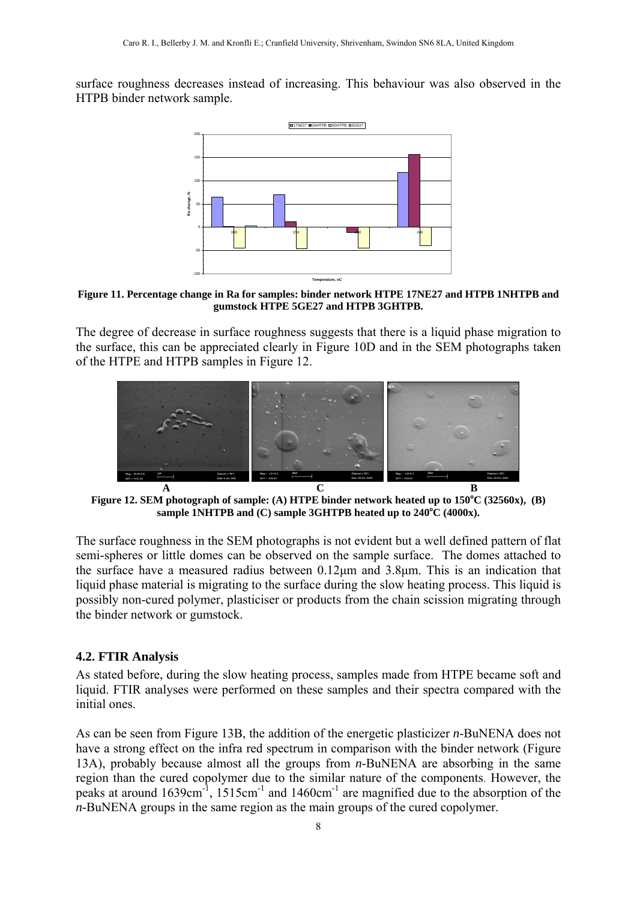surface roughness decreases instead of increasing. This behaviour was also observed in the HTPB binder network sample.

**Figure 11. Percentage change in Ra for samples: binder network HTPE 17NE27 and HTPB 1NHTPB and gumstock HTPE 5GE27 and HTPB 3GHTPB.**

The degree of decrease in surface roughness suggests that there is a liquid phase migration to the surface, this can be appreciated clearly in Figure 10D and in the SEM photographs taken of the HTPE and HTPB samples in Figure 12.

**Figure 12. SEM photograph of sample: (A) HTPE binder network heated up to 150°C (32560x), (B) sample 1NHTPB and (C) sample 3GHTPB heated up to 240°C (4000x).**

The surface roughness in the SEM photographs is not evident but a well defined pattern of flat semi-spheres or little domes can be observed on the sample surface. The domes attached to the surface have a measured radius between 0.12μm and 3.8μm. This is an indication that liquid phase material is migrating to the surface during the slow heating process. This liquid is possibly non-cured polymer, plasticiser or products from the chain scission migrating through the binder network or gumstock.

## 4.2. FTIR Analysis

As stated before, during the slow heating process, samples made from HTPE became soft and liquid. FTIR analyses were performed on these samples and their spectra compared with the initial ones.

As can be seen from Figure 13B, the addition of the energetic plasticizer *n*-BuNENA does not have a strong effect on the infra red spectrum in comparison with the binder network (Figure 13A), probably because almost all the groups from *n*-BuNENA are absorbing in the same region than the cured copolymer due to the similar nature of the components. However, the peaks at around $1639 cm^{-1}$, $1515 cm^{-1}$ and $1460 cm^{-1}$ are magnified due to the absorption of the *n*-BuNENA groups in the same region as the main groups of the cured copolymer.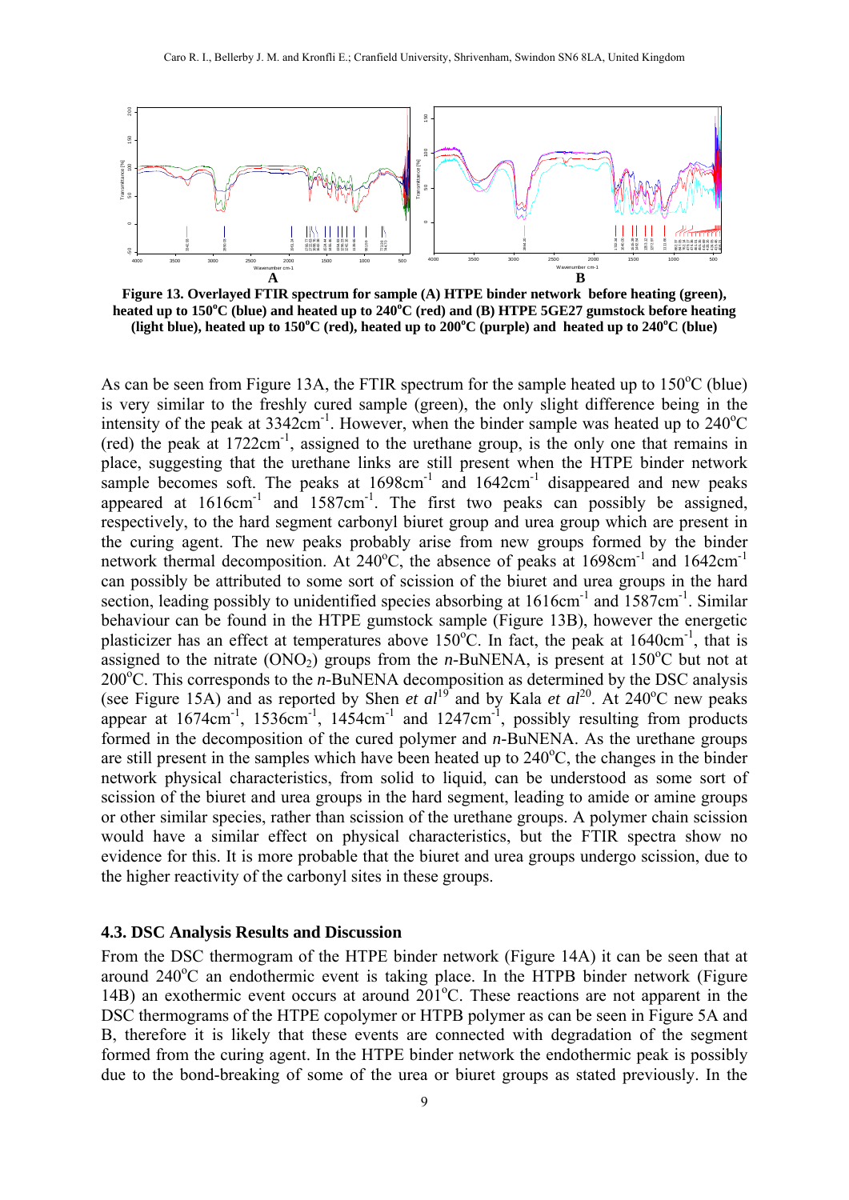**Figure 13. Overlayed FTIR spectrum for sample (A) HTPE binder network before heating (green), heated up to 150°C (blue) and heated up to 240°C (red) and (B) HTPE 5GE27 gumstock before heating (light blue), heated up to 150°C (red), heated up to 200°C (purple) and heated up to 240°C (blue)**

As can be seen from Figure 13A, the FTIR spectrum for the sample heated up to 150°C (blue) is very similar to the freshly cured sample (green), the only slight difference being in the intensity of the peak at 3342cm$^{-1}$. However, when the binder sample was heated up to 240°C (red) the peak at 1722cm$^{-1}$, assigned to the urethane group, is the only one that remains in place, suggesting that the urethane links are still present when the HTPE binder network sample becomes soft. The peaks at 1698cm$^{-1}$ and 1642cm$^{-1}$ disappeared and new peaks appeared at 1616cm$^{-1}$ and 1587cm$^{-1}$. The first two peaks can possibly be assigned, respectively, to the hard segment carbonyl biuret group and urea group which are present in the curing agent. The new peaks probably arise from new groups formed by the binder network thermal decomposition. At 240°C, the absence of peaks at 1698cm$^{-1}$ and 1642cm$^{-1}$ can possibly be attributed to some sort of scission of the biuret and urea groups in the hard section, leading possibly to unidentified species absorbing at 1616cm$^{-1}$ and 1587cm$^{-1}$. Similar behaviour can be found in the HTPE gumstock sample (Figure 13B), however the energetic plasticizer has an effect at temperatures above 150°C. In fact, the peak at 1640cm$^{-1}$, that is assigned to the nitrate ($ONO_2$) groups from the *n*-BuNENA, is present at 150°C but not at 200°C. This corresponds to the *n*-BuNENA decomposition as determined by the DSC analysis (see Figure 15A) and as reported by Shen *et al*[19] and by Kala *et al*[20]. At 240°C new peaks appear at 1674cm$^{-1}$, 1536cm$^{-1}$, 1454cm$^{-1}$ and 1247cm$^{-1}$, possibly resulting from products formed in the decomposition of the cured polymer and *n*-BuNENA. As the urethane groups are still present in the samples which have been heated up to 240°C, the changes in the binder network physical characteristics, from solid to liquid, can be understood as some sort of scission of the biuret and urea groups in the hard segment, leading to amide or amine groups or other similar species, rather than scission of the urethane groups. A polymer chain scission would have a similar effect on physical characteristics, but the FTIR spectra show no evidence for this. It is more probable that the biuret and urea groups undergo scission, due to the higher reactivity of the carbonyl sites in these groups.

### 4.3. DSC Analysis Results and Discussion

From the DSC thermogram of the HTPE binder network (Figure 14A) it can be seen that at around 240°C an endothermic event is taking place. In the HTPB binder network (Figure 14B) an exothermic event occurs at around 201°C. These reactions are not apparent in the DSC thermograms of the HTPE copolymer or HTPB polymer as can be seen in Figure 5A and B, therefore it is likely that these events are connected with degradation of the segment formed from the curing agent. In the HTPE binder network the endothermic peak is possibly due to the bond-breaking of some of the urea or biuret groups as stated previously. In the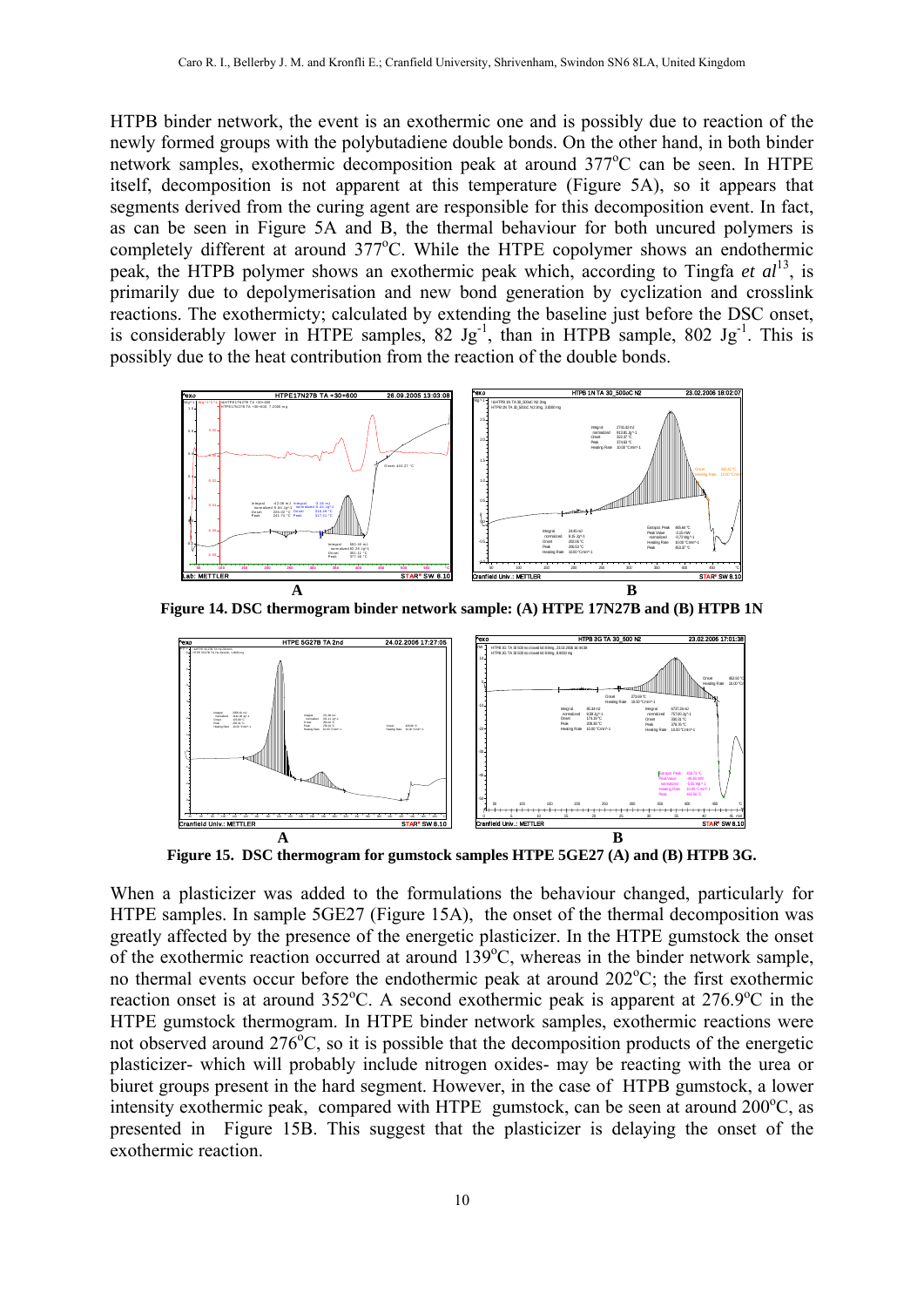HTPB binder network, the event is an exothermic one and is possibly due to reaction of the newly formed groups with the polybutadiene double bonds. On the other hand, in both binder network samples, exothermic decomposition peak at around 377°C can be seen. In HTPE itself, decomposition is not apparent at this temperature (Figure 5A), so it appears that segments derived from the curing agent are responsible for this decomposition event. In fact, as can be seen in Figure 5A and B, the thermal behaviour for both uncured polymers is completely different at around 377°C. While the HTPE copolymer shows an endothermic peak, the HTPB polymer shows an exothermic peak which, according to Tingfa *et al*[13], is primarily due to depolymerisation and new bond generation by cyclization and crosslink reactions. The exothermicty; calculated by extending the baseline just before the DSC onset, is considerably lower in HTPE samples, 82 $Jg^{-1}$, than in HTPB sample, 802 $Jg^{-1}$. This is possibly due to the heat contribution from the reaction of the double bonds.

**Figure 14. DSC thermogram binder network sample: (A) HTPE 17N27B and (B) HTPB 1N**

**Figure 15. DSC thermogram for gumstock samples HTPE 5GE27 (A) and (B) HTPB 3G.**

When a plasticizer was added to the formulations the behaviour changed, particularly for HTPE samples. In sample 5GE27 (Figure 15A), the onset of the thermal decomposition was greatly affected by the presence of the energetic plasticizer. In the HTPE gumstock the onset of the exothermic reaction occurred at around 139°C, whereas in the binder network sample, no thermal events occur before the endothermic peak at around 202°C; the first exothermic reaction onset is at around 352°C. A second exothermic peak is apparent at 276.9°C in the HTPE gumstock thermogram. In HTPE binder network samples, exothermic reactions were not observed around 276°C, so it is possible that the decomposition products of the energetic plasticizer- which will probably include nitrogen oxides- may be reacting with the urea or biuret groups present in the hard segment. However, in the case of HTPB gumstock, a lower intensity exothermic peak, compared with HTPE gumstock, can be seen at around 200°C, as presented in Figure 15B. This suggest that the plasticizer is delaying the onset of the exothermic reaction.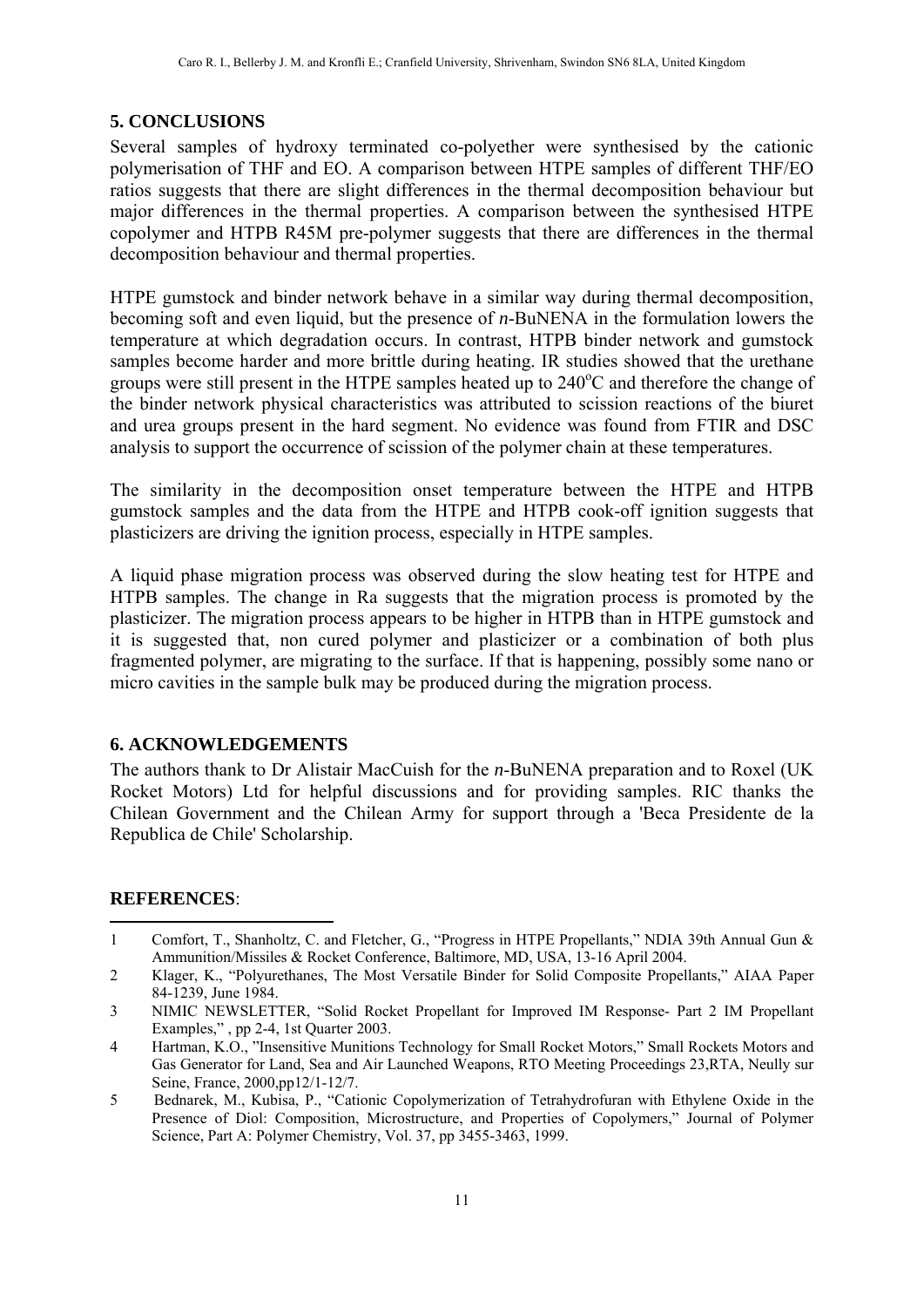## 5. CONCLUSIONS

Several samples of hydroxy terminated co-polyether were synthesised by the cationic polymerisation of THF and EO. A comparison between HTPE samples of different THF/EO ratios suggests that there are slight differences in the thermal decomposition behaviour but major differences in the thermal properties. A comparison between the synthesised HTPE copolymer and HTPB R45M pre-polymer suggests that there are differences in the thermal decomposition behaviour and thermal properties.

HTPE gumstock and binder network behave in a similar way during thermal decomposition, becoming soft and even liquid, but the presence of *n*-BuNENA in the formulation lowers the temperature at which degradation occurs. In contrast, HTPB binder network and gumstock samples become harder and more brittle during heating. IR studies showed that the urethane groups were still present in the HTPE samples heated up to 240$^{o}$C and therefore the change of the binder network physical characteristics was attributed to scission reactions of the biuret and urea groups present in the hard segment. No evidence was found from FTIR and DSC analysis to support the occurrence of scission of the polymer chain at these temperatures.

The similarity in the decomposition onset temperature between the HTPE and HTPB gumstock samples and the data from the HTPE and HTPB cook-off ignition suggests that plasticizers are driving the ignition process, especially in HTPE samples.

A liquid phase migration process was observed during the slow heating test for HTPE and HTPB samples. The change in Ra suggests that the migration process is promoted by the plasticizer. The migration process appears to be higher in HTPB than in HTPE gumstock and it is suggested that, non cured polymer and plasticizer or a combination of both plus fragmented polymer, are migrating to the surface. If that is happening, possibly some nano or micro cavities in the sample bulk may be produced during the migration process.

## 6. ACKNOWLEDGEMENTS

The authors thank to Dr Alistair MacCuish for the *n*-BuNENA preparation and to Roxel (UK Rocket Motors) Ltd for helpful discussions and for providing samples. RIC thanks the Chilean Government and the Chilean Army for support through a 'Beca Presidente de la Republica de Chile' Scholarship.

**REFERENCES**:

1 Comfort, T., Shanholtz, C. and Fletcher, G., "Progress in HTPE Propellants," NDIA 39th Annual Gun & Ammunition/Missiles & Rocket Conference, Baltimore, MD, USA, 13-16 April 2004.

2 Klager, K., "Polyurethanes, The Most Versatile Binder for Solid Composite Propellants," AIAA Paper 84-1239, June 1984.

3 NIMIC NEWSLETTER, "Solid Rocket Propellant for Improved IM Response- Part 2 IM Propellant Examples," , pp 2-4, 1st Quarter 2003.

4 Hartman, K.O., "Insensitive Munitions Technology for Small Rocket Motors," Small Rockets Motors and Gas Generator for Land, Sea and Air Launched Weapons, RTO Meeting Proceedings 23,RTA, Neully sur Seine, France, 2000,pp12/1-12/7.

5 Bednarek, M., Kubisa, P., "Cationic Copolymerization of Tetrahydrofuran with Ethylene Oxide in the Presence of Diol: Composition, Microstructure, and Properties of Copolymers," Journal of Polymer Science, Part A: Polymer Chemistry, Vol. 37, pp 3455-3463, 1999.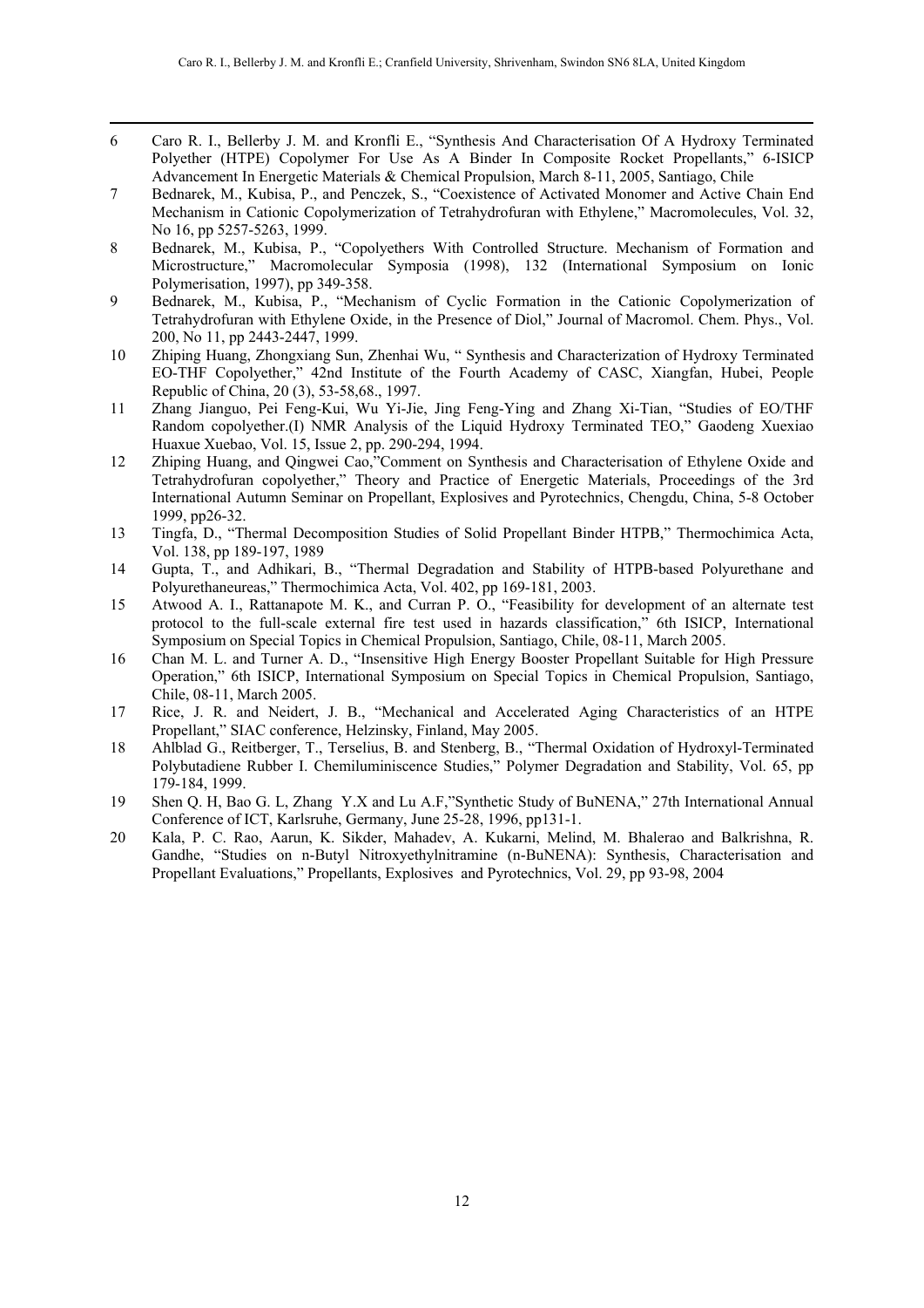6 Caro R. I., Bellerby J. M. and Kronfli E., "Synthesis And Characterisation Of A Hydroxy Terminated Polyether (HTPE) Copolymer For Use As A Binder In Composite Rocket Propellants," 6-ISICP Advancement In Energetic Materials & Chemical Propulsion, March 8-11, 2005, Santiago, Chile

7 Bednarek, M., Kubisa, P., and Penczek, S., "Coexistence of Activated Monomer and Active Chain End Mechanism in Cationic Copolymerization of Tetrahydrofuran with Ethylene," Macromolecules, Vol. 32, No 16, pp 5257-5263, 1999.

8 Bednarek, M., Kubisa, P., "Copolyethers With Controlled Structure. Mechanism of Formation and Microstructure," Macromolecular Symposia (1998), 132 (International Symposium on Ionic Polymerisation, 1997), pp 349-358.

9 Bednarek, M., Kubisa, P., "Mechanism of Cyclic Formation in the Cationic Copolymerization of Tetrahydrofuran with Ethylene Oxide, in the Presence of Diol," Journal of Macromol. Chem. Phys., Vol. 200, No 11, pp 2443-2447, 1999.

10 Zhiping Huang, Zhongxiang Sun, Zhenhai Wu, " Synthesis and Characterization of Hydroxy Terminated EO-THF Copolyether," 42nd Institute of the Fourth Academy of CASC, Xiangfan, Hubei, People Republic of China, 20 (3), 53-58,68., 1997.

11 Zhang Jianguo, Pei Feng-Kui, Wu Yi-Jie, Jing Feng-Ying and Zhang Xi-Tian, "Studies of EO/THF Random copolyether.(I) NMR Analysis of the Liquid Hydroxy Terminated TEO," Gaodeng Xuexiao Huaxue Xuebao, Vol. 15, Issue 2, pp. 290-294, 1994.

12 Zhiping Huang, and Qingwei Cao,"Comment on Synthesis and Characterisation of Ethylene Oxide and Tetrahydrofuran copolyether," Theory and Practice of Energetic Materials, Proceedings of the 3rd International Autumn Seminar on Propellant, Explosives and Pyrotechnics, Chengdu, China, 5-8 October 1999, pp26-32.

13 Tingfa, D., "Thermal Decomposition Studies of Solid Propellant Binder HTPB," Thermochimica Acta, Vol. 138, pp 189-197, 1989

14 Gupta, T., and Adhikari, B., "Thermal Degradation and Stability of HTPB-based Polyurethane and Polyurethaneureas," Thermochimica Acta, Vol. 402, pp 169-181, 2003.

15 Atwood A. I., Rattanapote M. K., and Curran P. O., "Feasibility for development of an alternate test protocol to the full-scale external fire test used in hazards classification," 6th ISICP, International Symposium on Special Topics in Chemical Propulsion, Santiago, Chile, 08-11, March 2005.

16 Chan M. L. and Turner A. D., "Insensitive High Energy Booster Propellant Suitable for High Pressure Operation," 6th ISICP, International Symposium on Special Topics in Chemical Propulsion, Santiago, Chile, 08-11, March 2005.

17 Rice, J. R. and Neidert, J. B., "Mechanical and Accelerated Aging Characteristics of an HTPE Propellant," SIAC conference, Helzinsky, Finland, May 2005.

18 Ahlblad G., Reitberger, T., Terselius, B. and Stenberg, B., "Thermal Oxidation of Hydroxyl-Terminated Polybutadiene Rubber I. Chemiluminiscence Studies," Polymer Degradation and Stability, Vol. 65, pp 179-184, 1999.

19 Shen Q. H, Bao G. L, Zhang Y.X and Lu A.F,"Synthetic Study of BuNENA," 27th International Annual Conference of ICT, Karlsruhe, Germany, June 25-28, 1996, pp131-1.

20 Kala, P. C. Rao, Aarun, K. Sikder, Mahadev, A. Kukarni, Melind, M. Bhalerao and Balkrishna, R. Gandhe, "Studies on n-Butyl Nitroxyethylnitramine (n-BuNENA): Synthesis, Characterisation and Propellant Evaluations," Propellants, Explosives and Pyrotechnics, Vol. 29, pp 93-98, 2004